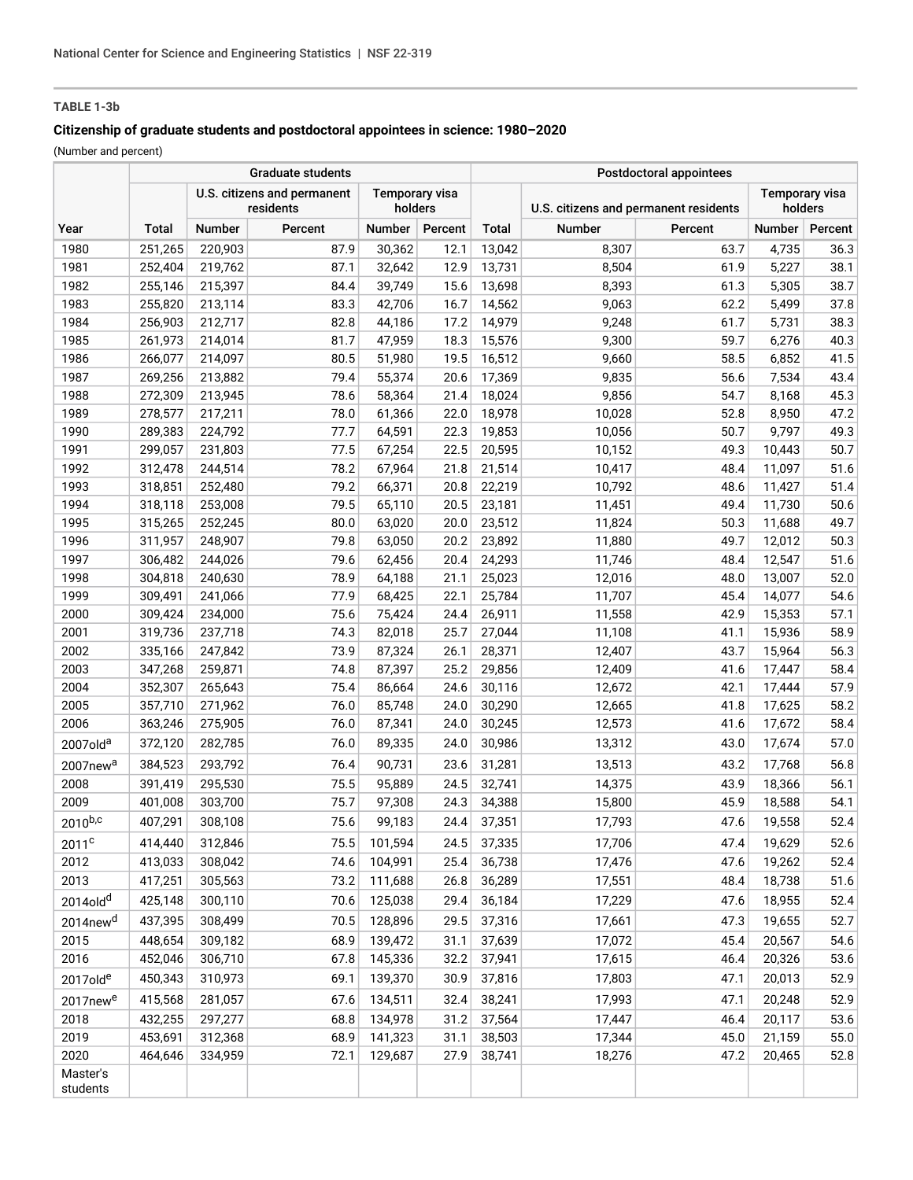**TABLE 1-3b**

**Citizenship of graduate students and postdoctoral appointees in science: 1980–2020**

(Number and percent)

| | Graduate students | | | | | Postdoctoral appointees | | | | |
|---|---|---|---|---|---|---|---|---|---|---|
| | | U.S. citizens and permanent residents | | Temporary visa holders | | | U.S. citizens and permanent residents | | Temporary visa holders | |
| Year | Total | Number | Percent | Number | Percent | Total | Number | Percent | Number | Percent |
| 1980 | 251,265 | 220,903 | 87.9 | 30,362 | 12.1 | 13,042 | 8,307 | 63.7 | 4,735 | 36.3 |
| 1981 | 252,404 | 219,762 | 87.1 | 32,642 | 12.9 | 13,731 | 8,504 | 61.9 | 5,227 | 38.1 |
| 1982 | 255,146 | 215,397 | 84.4 | 39,749 | 15.6 | 13,698 | 8,393 | 61.3 | 5,305 | 38.7 |
| 1983 | 255,820 | 213,114 | 83.3 | 42,706 | 16.7 | 14,562 | 9,063 | 62.2 | 5,499 | 37.8 |
| 1984 | 256,903 | 212,717 | 82.8 | 44,186 | 17.2 | 14,979 | 9,248 | 61.7 | 5,731 | 38.3 |
| 1985 | 261,973 | 214,014 | 81.7 | 47,959 | 18.3 | 15,576 | 9,300 | 59.7 | 6,276 | 40.3 |
| 1986 | 266,077 | 214,097 | 80.5 | 51,980 | 19.5 | 16,512 | 9,660 | 58.5 | 6,852 | 41.5 |
| 1987 | 269,256 | 213,882 | 79.4 | 55,374 | 20.6 | 17,369 | 9,835 | 56.6 | 7,534 | 43.4 |
| 1988 | 272,309 | 213,945 | 78.6 | 58,364 | 21.4 | 18,024 | 9,856 | 54.7 | 8,168 | 45.3 |
| 1989 | 278,577 | 217,211 | 78.0 | 61,366 | 22.0 | 18,978 | 10,028 | 52.8 | 8,950 | 47.2 |
| 1990 | 289,383 | 224,792 | 77.7 | 64,591 | 22.3 | 19,853 | 10,056 | 50.7 | 9,797 | 49.3 |
| 1991 | 299,057 | 231,803 | 77.5 | 67,254 | 22.5 | 20,595 | 10,152 | 49.3 | 10,443 | 50.7 |
| 1992 | 312,478 | 244,514 | 78.2 | 67,964 | 21.8 | 21,514 | 10,417 | 48.4 | 11,097 | 51.6 |
| 1993 | 318,851 | 252,480 | 79.2 | 66,371 | 20.8 | 22,219 | 10,792 | 48.6 | 11,427 | 51.4 |
| 1994 | 318,118 | 253,008 | 79.5 | 65,110 | 20.5 | 23,181 | 11,451 | 49.4 | 11,730 | 50.6 |
| 1995 | 315,265 | 252,245 | 80.0 | 63,020 | 20.0 | 23,512 | 11,824 | 50.3 | 11,688 | 49.7 |
| 1996 | 311,957 | 248,907 | 79.8 | 63,050 | 20.2 | 23,892 | 11,880 | 49.7 | 12,012 | 50.3 |
| 1997 | 306,482 | 244,026 | 79.6 | 62,456 | 20.4 | 24,293 | 11,746 | 48.4 | 12,547 | 51.6 |
| 1998 | 304,818 | 240,630 | 78.9 | 64,188 | 21.1 | 25,023 | 12,016 | 48.0 | 13,007 | 52.0 |
| 1999 | 309,491 | 241,066 | 77.9 | 68,425 | 22.1 | 25,784 | 11,707 | 45.4 | 14,077 | 54.6 |
| 2000 | 309,424 | 234,000 | 75.6 | 75,424 | 24.4 | 26,911 | 11,558 | 42.9 | 15,353 | 57.1 |
| 2001 | 319,736 | 237,718 | 74.3 | 82,018 | 25.7 | 27,044 | 11,108 | 41.1 | 15,936 | 58.9 |
| 2002 | 335,166 | 247,842 | 73.9 | 87,324 | 26.1 | 28,371 | 12,407 | 43.7 | 15,964 | 56.3 |
| 2003 | 347,268 | 259,871 | 74.8 | 87,397 | 25.2 | 29,856 | 12,409 | 41.6 | 17,447 | 58.4 |
| 2004 | 352,307 | 265,643 | 75.4 | 86,664 | 24.6 | 30,116 | 12,672 | 42.1 | 17,444 | 57.9 |
| 2005 | 357,710 | 271,962 | 76.0 | 85,748 | 24.0 | 30,290 | 12,665 | 41.8 | 17,625 | 58.2 |
| 2006 | 363,246 | 275,905 | 76.0 | 87,341 | 24.0 | 30,245 | 12,573 | 41.6 | 17,672 | 58.4 |
| 2007old[a] | 372,120 | 282,785 | 76.0 | 89,335 | 24.0 | 30,986 | 13,312 | 43.0 | 17,674 | 57.0 |
| 2007new[a] | 384,523 | 293,792 | 76.4 | 90,731 | 23.6 | 31,281 | 13,513 | 43.2 | 17,768 | 56.8 |
| 2008 | 391,419 | 295,530 | 75.5 | 95,889 | 24.5 | 32,741 | 14,375 | 43.9 | 18,366 | 56.1 |
| 2009 | 401,008 | 303,700 | 75.7 | 97,308 | 24.3 | 34,388 | 15,800 | 45.9 | 18,588 | 54.1 |
| 2010[b,c] | 407,291 | 308,108 | 75.6 | 99,183 | 24.4 | 37,351 | 17,793 | 47.6 | 19,558 | 52.4 |
| 2011[c] | 414,440 | 312,846 | 75.5 | 101,594 | 24.5 | 37,335 | 17,706 | 47.4 | 19,629 | 52.6 |
| 2012 | 413,033 | 308,042 | 74.6 | 104,991 | 25.4 | 36,738 | 17,476 | 47.6 | 19,262 | 52.4 |
| 2013 | 417,251 | 305,563 | 73.2 | 111,688 | 26.8 | 36,289 | 17,551 | 48.4 | 18,738 | 51.6 |
| 2014old[d] | 425,148 | 300,110 | 70.6 | 125,038 | 29.4 | 36,184 | 17,229 | 47.6 | 18,955 | 52.4 |
| 2014new[d] | 437,395 | 308,499 | 70.5 | 128,896 | 29.5 | 37,316 | 17,661 | 47.3 | 19,655 | 52.7 |
| 2015 | 448,654 | 309,182 | 68.9 | 139,472 | 31.1 | 37,639 | 17,072 | 45.4 | 20,567 | 54.6 |
| 2016 | 452,046 | 306,710 | 67.8 | 145,336 | 32.2 | 37,941 | 17,615 | 46.4 | 20,326 | 53.6 |
| 2017old[e] | 450,343 | 310,973 | 69.1 | 139,370 | 30.9 | 37,816 | 17,803 | 47.1 | 20,013 | 52.9 |
| 2017new[e] | 415,568 | 281,057 | 67.6 | 134,511 | 32.4 | 38,241 | 17,993 | 47.1 | 20,248 | 52.9 |
| 2018 | 432,255 | 297,277 | 68.8 | 134,978 | 31.2 | 37,564 | 17,447 | 46.4 | 20,117 | 53.6 |
| 2019 | 453,691 | 312,368 | 68.9 | 141,323 | 31.1 | 38,503 | 17,344 | 45.0 | 21,159 | 55.0 |
| 2020 | 464,646 | 334,959 | 72.1 | 129,687 | 27.9 | 38,741 | 18,276 | 47.2 | 20,465 | 52.8 |
| Master's students | | | | | | | | | | |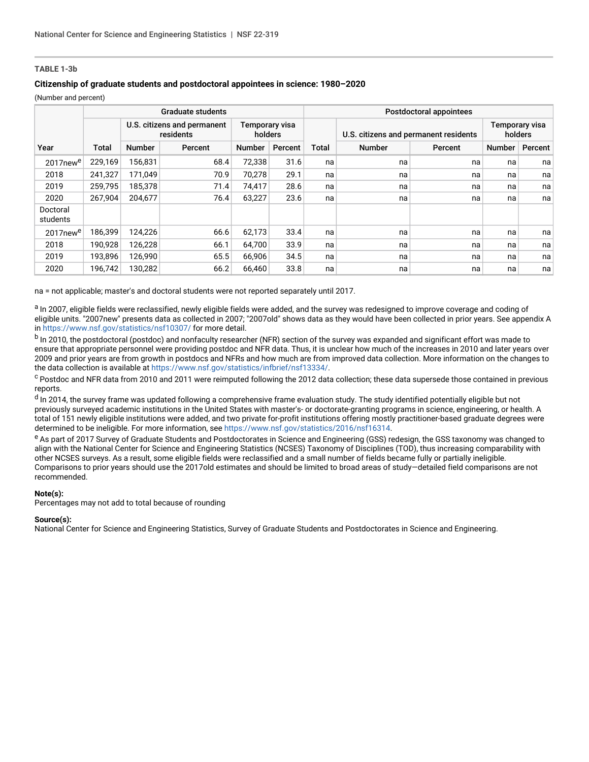**TABLE 1-3b**

**Citizenship of graduate students and postdoctoral appointees in science: 1980–2020**

(Number and percent)

| | Graduate students | | | | | Postdoctoral appointees | | | | |
|---|---|---|---|---|---|---|---|---|---|---|
| | | U.S. citizens and permanent residents | | Temporary visa holders | | | U.S. citizens and permanent residents | | Temporary visa holders | |
| Year | Total | Number | Percent | Number | Percent | Total | Number | Percent | Number | Percent |
| 2017new[e] | 229,169 | 156,831 | 68.4 | 72,338 | 31.6 | na | na | na | na | na |
| 2018 | 241,327 | 171,049 | 70.9 | 70,278 | 29.1 | na | na | na | na | na |
| 2019 | 259,795 | 185,378 | 71.4 | 74,417 | 28.6 | na | na | na | na | na |
| 2020 | 267,904 | 204,677 | 76.4 | 63,227 | 23.6 | na | na | na | na | na |
| Doctoral students | | | | | | | | | | |
| 2017new[e] | 186,399 | 124,226 | 66.6 | 62,173 | 33.4 | na | na | na | na | na |
| 2018 | 190,928 | 126,228 | 66.1 | 64,700 | 33.9 | na | na | na | na | na |
| 2019 | 193,896 | 126,990 | 65.5 | 66,906 | 34.5 | na | na | na | na | na |
| 2020 | 196,742 | 130,282 | 66.2 | 66,460 | 33.8 | na | na | na | na | na |

na = not applicable; master's and doctoral students were not reported separately until 2017.

[a] In 2007, eligible fields were reclassified, newly eligible fields were added, and the survey was redesigned to improve coverage and coding of eligible units. "2007new" presents data as collected in 2007; "2007old" shows data as they would have been collected in prior years. See appendix A in https://www.nsf.gov/statistics/nsf10307/ for more detail.

[b] In 2010, the postdoctoral (postdoc) and nonfaculty researcher (NFR) section of the survey was expanded and significant effort was made to ensure that appropriate personnel were providing postdoc and NFR data. Thus, it is unclear how much of the increases in 2010 and later years over 2009 and prior years are from growth in postdocs and NFRs and how much are from improved data collection. More information on the changes to the data collection is available at https://www.nsf.gov/statistics/infbrief/nsf13334/.

[c] Postdoc and NFR data from 2010 and 2011 were reimputed following the 2012 data collection; these data supersede those contained in previous reports.

[d] In 2014, the survey frame was updated following a comprehensive frame evaluation study. The study identified potentially eligible but not previously surveyed academic institutions in the United States with master's- or doctorate-granting programs in science, engineering, or health. A total of 151 newly eligible institutions were added, and two private for-profit institutions offering mostly practitioner-based graduate degrees were determined to be ineligible. For more information, see https://www.nsf.gov/statistics/2016/nsf16314.

[e] As part of 2017 Survey of Graduate Students and Postdoctorates in Science and Engineering (GSS) redesign, the GSS taxonomy was changed to align with the National Center for Science and Engineering Statistics (NCSES) Taxonomy of Disciplines (TOD), thus increasing comparability with other NCSES surveys. As a result, some eligible fields were reclassified and a small number of fields became fully or partially ineligible. Comparisons to prior years should use the 2017old estimates and should be limited to broad areas of study—detailed field comparisons are not recommended.

**Note(s):**
Percentages may not add to total because of rounding

**Source(s):**
National Center for Science and Engineering Statistics, Survey of Graduate Students and Postdoctorates in Science and Engineering.